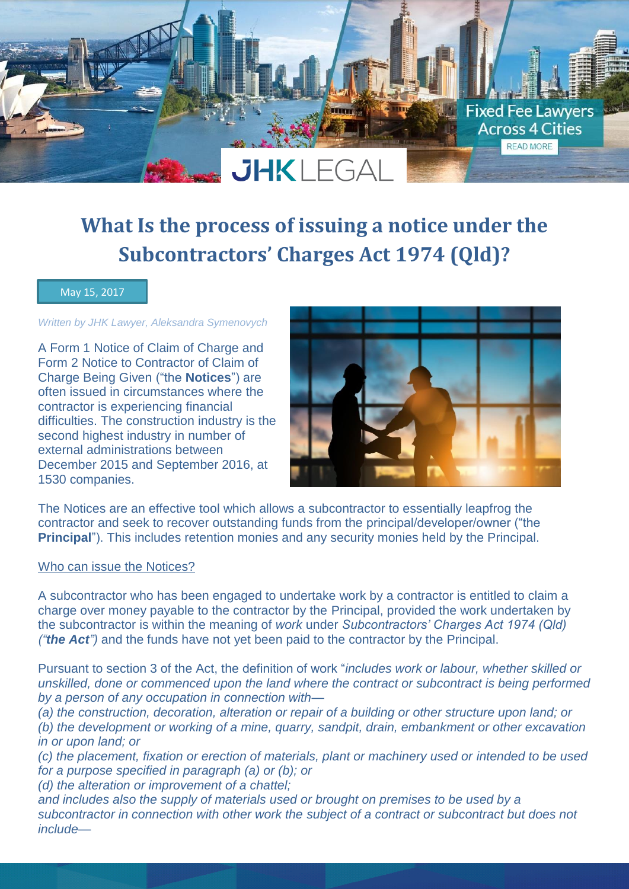# What Is the process of issuing a notice under the Subcontractors' Charges Act 1974 (Qld)?

May 15, 2017

*Written by JHK Lawyer, Aleksandra Symenovych*

A Form 1 Notice of Claim of Charge and Form 2 Notice to Contractor of Claim of Charge Being Given ("the **Notices**") are often issued in circumstances where the contractor is experiencing financial difficulties. The construction industry is the second highest industry in number of external administrations between December 2015 and September 2016, at 1530 companies.

The Notices are an effective tool which allows a subcontractor to essentially leapfrog the contractor and seek to recover outstanding funds from the principal/developer/owner ("the **Principal**"). This includes retention monies and any security monies held by the Principal.

## Who can issue the Notices?

A subcontractor who has been engaged to undertake work by a contractor is entitled to claim a charge over money payable to the contractor by the Principal, provided the work undertaken by the subcontractor is within the meaning of *work* under *Subcontractors' Charges Act 1974 (Qld) ("**the Act**")* and the funds have not yet been paid to the contractor by the Principal.

Pursuant to section 3 of the Act, the definition of work "*includes work or labour, whether skilled or unskilled, done or commenced upon the land where the contract or subcontract is being performed by a person of any occupation in connection with—*

*(a) the construction, decoration, alteration or repair of a building or other structure upon land; or*

*(b) the development or working of a mine, quarry, sandpit, drain, embankment or other excavation in or upon land; or*

*(c) the placement, fixation or erection of materials, plant or machinery used or intended to be used for a purpose specified in paragraph (a) or (b); or*

*(d) the alteration or improvement of a chattel;*

*and includes also the supply of materials used or brought on premises to be used by a subcontractor in connection with other work the subject of a contract or subcontract but does not include—*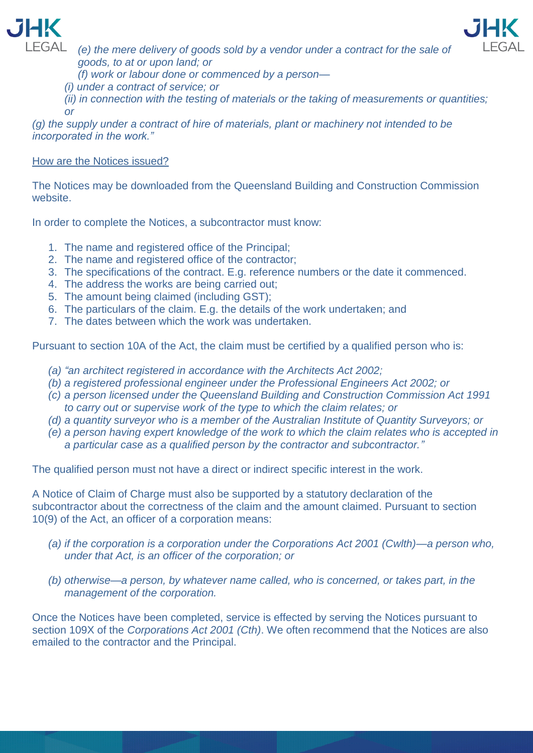*(e) the mere delivery of goods sold by a vendor under a contract for the sale of goods, to at or upon land; or*

*(f) work or labour done or commenced by a person—*

*(i) under a contract of service; or*

*(ii) in connection with the testing of materials or the taking of measurements or quantities; or*

*(g) the supply under a contract of hire of materials, plant or machinery not intended to be incorporated in the work."*

<u>How are the Notices issued?</u>

The Notices may be downloaded from the Queensland Building and Construction Commission website.

In order to complete the Notices, a subcontractor must know:

1. The name and registered office of the Principal;
2. The name and registered office of the contractor;
3. The specifications of the contract. E.g. reference numbers or the date it commenced.
4. The address the works are being carried out;
5. The amount being claimed (including GST);
6. The particulars of the claim. E.g. the details of the work undertaken; and
7. The dates between which the work was undertaken.

Pursuant to section 10A of the Act, the claim must be certified by a qualified person who is:

*(a) "an architect registered in accordance with the Architects Act 2002;*

*(b) a registered professional engineer under the Professional Engineers Act 2002; or*

*(c) a person licensed under the Queensland Building and Construction Commission Act 1991 to carry out or supervise work of the type to which the claim relates; or*

*(d) a quantity surveyor who is a member of the Australian Institute of Quantity Surveyors; or*

*(e) a person having expert knowledge of the work to which the claim relates who is accepted in a particular case as a qualified person by the contractor and subcontractor."*

The qualified person must not have a direct or indirect specific interest in the work.

A Notice of Claim of Charge must also be supported by a statutory declaration of the subcontractor about the correctness of the claim and the amount claimed. Pursuant to section 10(9) of the Act, an officer of a corporation means:

*(a) if the corporation is a corporation under the Corporations Act 2001 (Cwlth)—a person who, under that Act, is an officer of the corporation; or*

*(b) otherwise—a person, by whatever name called, who is concerned, or takes part, in the management of the corporation.*

Once the Notices have been completed, service is effected by serving the Notices pursuant to section 109X of the *Corporations Act 2001 (Cth)*. We often recommend that the Notices are also emailed to the contractor and the Principal.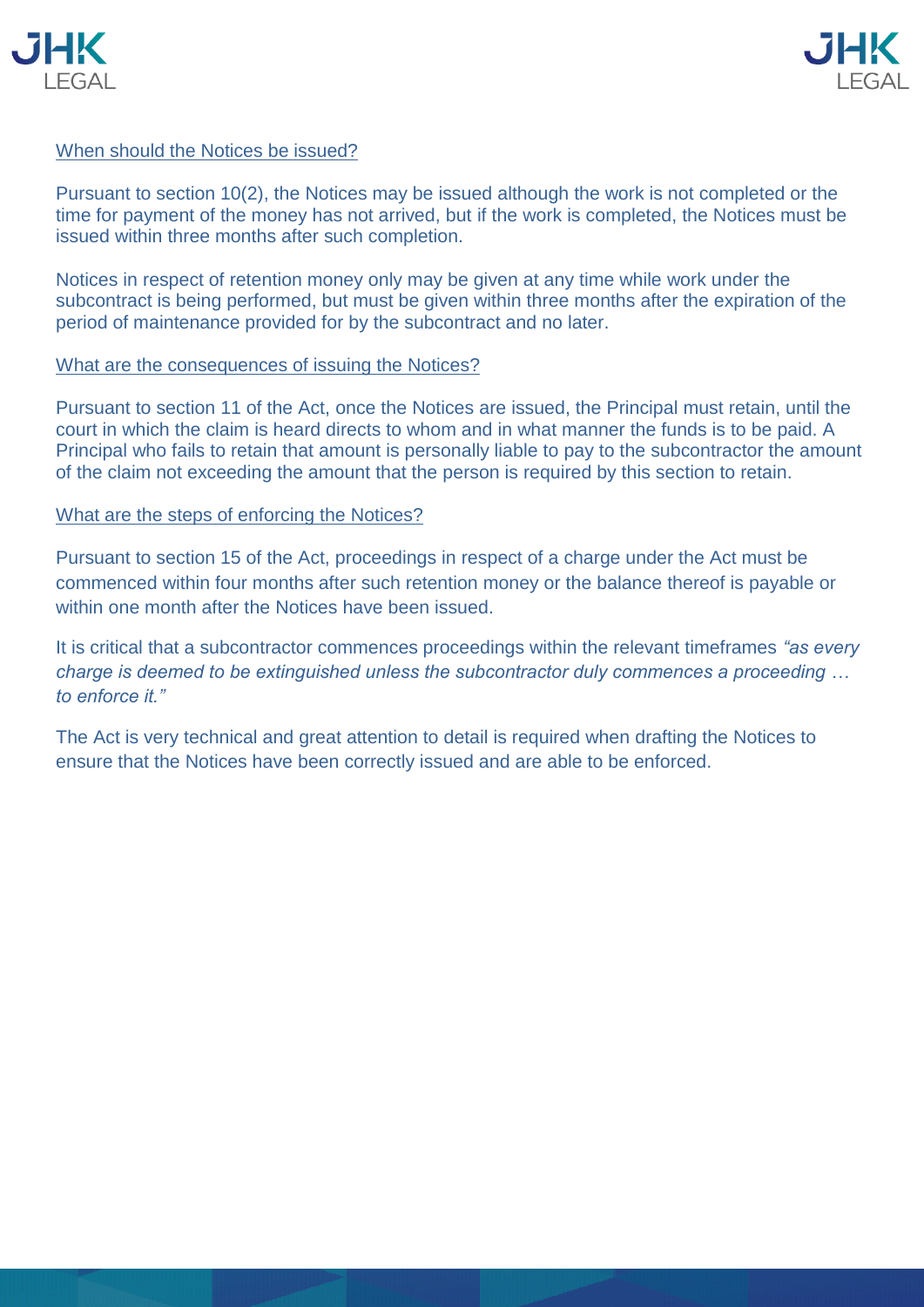## When should the Notices be issued?

Pursuant to section 10(2), the Notices may be issued although the work is not completed or the time for payment of the money has not arrived, but if the work is completed, the Notices must be issued within three months after such completion.

Notices in respect of retention money only may be given at any time while work under the subcontract is being performed, but must be given within three months after the expiration of the period of maintenance provided for by the subcontract and no later.

## What are the consequences of issuing the Notices?

Pursuant to section 11 of the Act, once the Notices are issued, the Principal must retain, until the court in which the claim is heard directs to whom and in what manner the funds is to be paid. A Principal who fails to retain that amount is personally liable to pay to the subcontractor the amount of the claim not exceeding the amount that the person is required by this section to retain.

## What are the steps of enforcing the Notices?

Pursuant to section 15 of the Act, proceedings in respect of a charge under the Act must be commenced within four months after such retention money or the balance thereof is payable or within one month after the Notices have been issued.

It is critical that a subcontractor commences proceedings within the relevant timeframes *"as every charge is deemed to be extinguished unless the subcontractor duly commences a proceeding … to enforce it."*

The Act is very technical and great attention to detail is required when drafting the Notices to ensure that the Notices have been correctly issued and are able to be enforced.